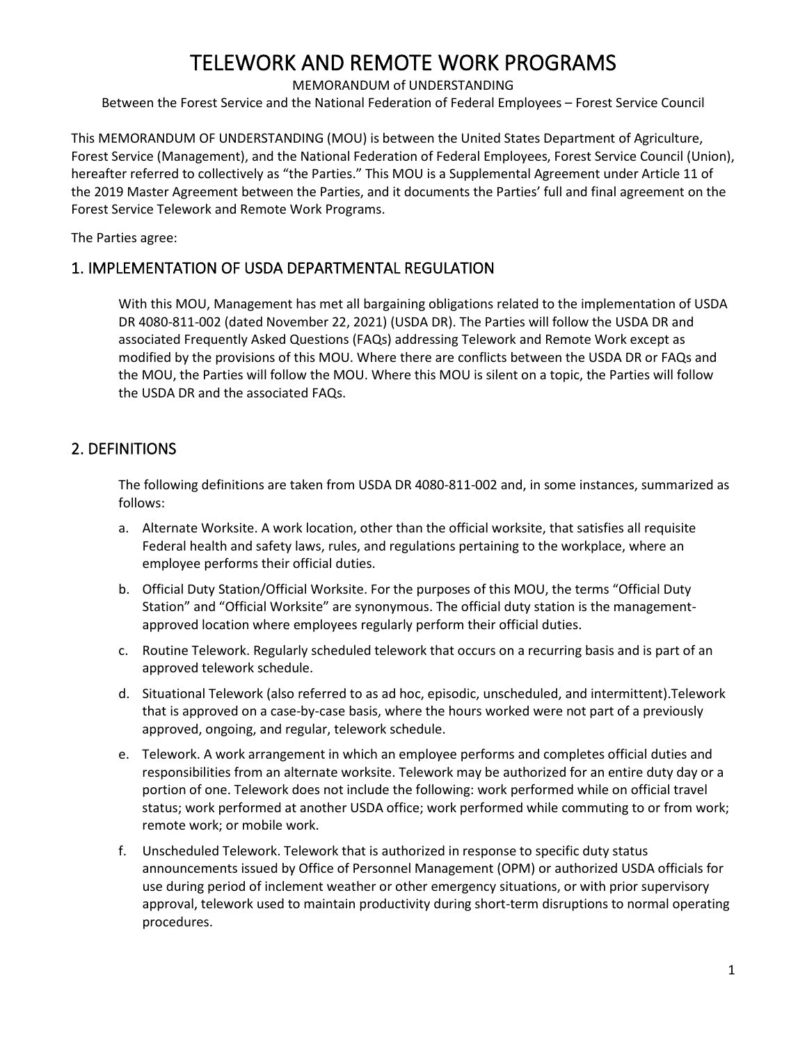# TELEWORK AND REMOTE WORK PROGRAMS

MEMORANDUM of UNDERSTANDING

Between the Forest Service and the National Federation of Federal Employees – Forest Service Council

This MEMORANDUM OF UNDERSTANDING (MOU) is between the United States Department of Agriculture, Forest Service (Management), and the National Federation of Federal Employees, Forest Service Council (Union), hereafter referred to collectively as "the Parties." This MOU is a Supplemental Agreement under Article 11 of the 2019 Master Agreement between the Parties, and it documents the Parties' full and final agreement on the Forest Service Telework and Remote Work Programs.

The Parties agree:

## 1. IMPLEMENTATION OF USDA DEPARTMENTAL REGULATION

With this MOU, Management has met all bargaining obligations related to the implementation of USDA DR 4080-811-002 (dated November 22, 2021) (USDA DR). The Parties will follow the USDA DR and associated Frequently Asked Questions (FAQs) addressing Telework and Remote Work except as modified by the provisions of this MOU. Where there are conflicts between the USDA DR or FAQs and the MOU, the Parties will follow the MOU. Where this MOU is silent on a topic, the Parties will follow the USDA DR and the associated FAQs.

## 2. DEFINITIONS

The following definitions are taken from USDA DR 4080-811-002 and, in some instances, summarized as follows:

a. Alternate Worksite. A work location, other than the official worksite, that satisfies all requisite Federal health and safety laws, rules, and regulations pertaining to the workplace, where an employee performs their official duties.

b. Official Duty Station/Official Worksite. For the purposes of this MOU, the terms "Official Duty Station" and "Official Worksite" are synonymous. The official duty station is the management-approved location where employees regularly perform their official duties.

c. Routine Telework. Regularly scheduled telework that occurs on a recurring basis and is part of an approved telework schedule.

d. Situational Telework (also referred to as ad hoc, episodic, unscheduled, and intermittent).Telework that is approved on a case-by-case basis, where the hours worked were not part of a previously approved, ongoing, and regular, telework schedule.

e. Telework. A work arrangement in which an employee performs and completes official duties and responsibilities from an alternate worksite. Telework may be authorized for an entire duty day or a portion of one. Telework does not include the following: work performed while on official travel status; work performed at another USDA office; work performed while commuting to or from work; remote work; or mobile work.

f. Unscheduled Telework. Telework that is authorized in response to specific duty status announcements issued by Office of Personnel Management (OPM) or authorized USDA officials for use during period of inclement weather or other emergency situations, or with prior supervisory approval, telework used to maintain productivity during short-term disruptions to normal operating procedures.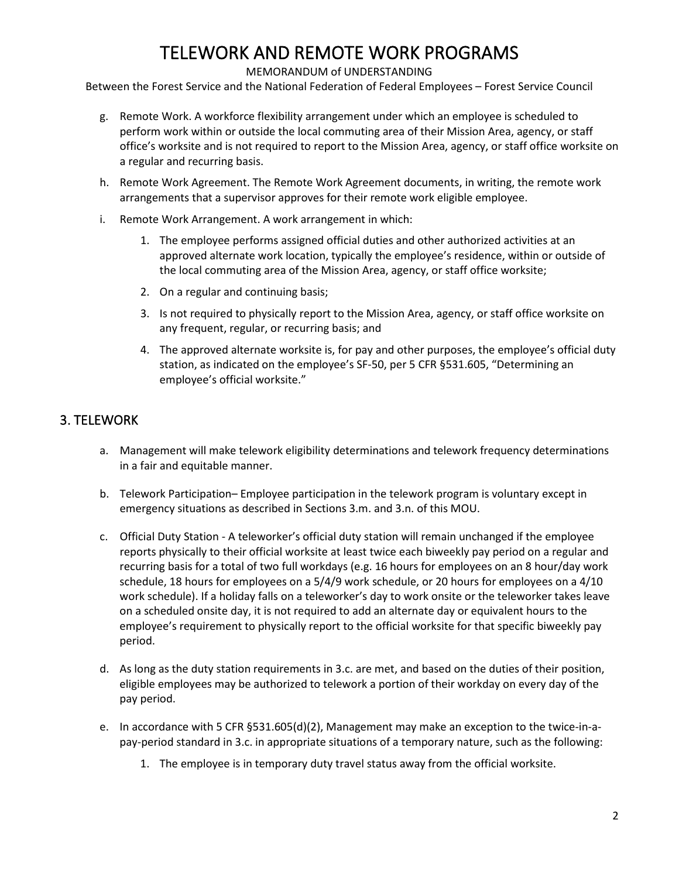g. Remote Work. A workforce flexibility arrangement under which an employee is scheduled to perform work within or outside the local commuting area of their Mission Area, agency, or staff office's worksite and is not required to report to the Mission Area, agency, or staff office worksite on a regular and recurring basis.

h. Remote Work Agreement. The Remote Work Agreement documents, in writing, the remote work arrangements that a supervisor approves for their remote work eligible employee.

i. Remote Work Arrangement. A work arrangement in which:

   1. The employee performs assigned official duties and other authorized activities at an approved alternate work location, typically the employee's residence, within or outside of the local commuting area of the Mission Area, agency, or staff office worksite;
   2. On a regular and continuing basis;
   3. Is not required to physically report to the Mission Area, agency, or staff office worksite on any frequent, regular, or recurring basis; and
   4. The approved alternate worksite is, for pay and other purposes, the employee's official duty station, as indicated on the employee's SF-50, per 5 CFR §531.605, "Determining an employee's official worksite."

## 3. TELEWORK

a. Management will make telework eligibility determinations and telework frequency determinations in a fair and equitable manner.

b. Telework Participation– Employee participation in the telework program is voluntary except in emergency situations as described in Sections 3.m. and 3.n. of this MOU.

c. Official Duty Station - A teleworker's official duty station will remain unchanged if the employee reports physically to their official worksite at least twice each biweekly pay period on a regular and recurring basis for a total of two full workdays (e.g. 16 hours for employees on an 8 hour/day work schedule, 18 hours for employees on a 5/4/9 work schedule, or 20 hours for employees on a 4/10 work schedule). If a holiday falls on a teleworker's day to work onsite or the teleworker takes leave on a scheduled onsite day, it is not required to add an alternate day or equivalent hours to the employee's requirement to physically report to the official worksite for that specific biweekly pay period.

d. As long as the duty station requirements in 3.c. are met, and based on the duties of their position, eligible employees may be authorized to telework a portion of their workday on every day of the pay period.

e. In accordance with 5 CFR §531.605(d)(2), Management may make an exception to the twice-in-a-pay-period standard in 3.c. in appropriate situations of a temporary nature, such as the following:

   1. The employee is in temporary duty travel status away from the official worksite.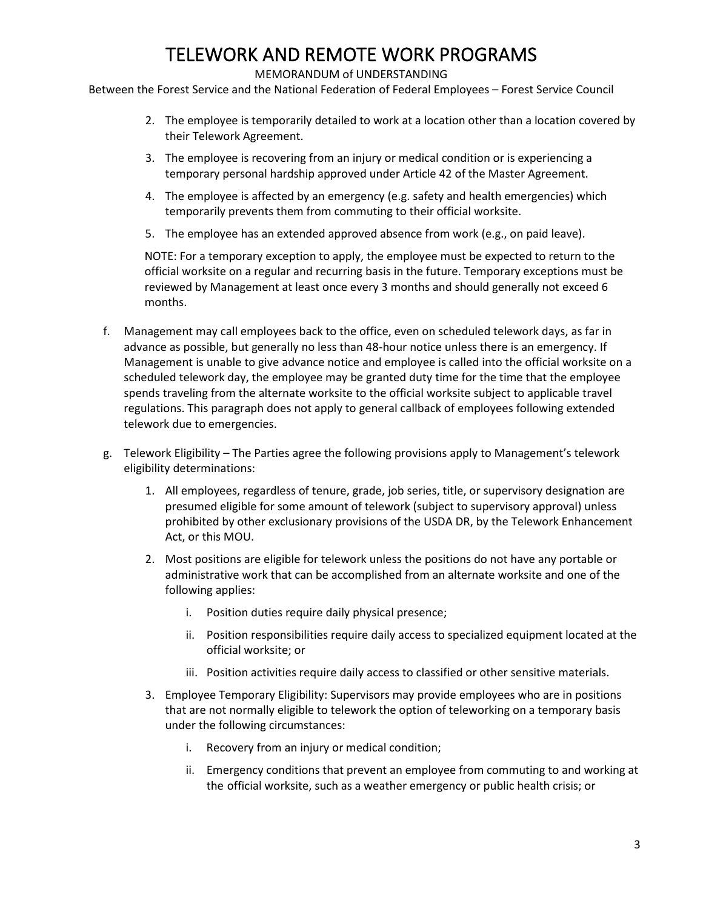2. The employee is temporarily detailed to work at a location other than a location covered by their Telework Agreement.
3. The employee is recovering from an injury or medical condition or is experiencing a temporary personal hardship approved under Article 42 of the Master Agreement.
4. The employee is affected by an emergency (e.g. safety and health emergencies) which temporarily prevents them from commuting to their official worksite.
5. The employee has an extended approved absence from work (e.g., on paid leave).

NOTE: For a temporary exception to apply, the employee must be expected to return to the official worksite on a regular and recurring basis in the future. Temporary exceptions must be reviewed by Management at least once every 3 months and should generally not exceed 6 months.

f. Management may call employees back to the office, even on scheduled telework days, as far in advance as possible, but generally no less than 48-hour notice unless there is an emergency. If Management is unable to give advance notice and employee is called into the official worksite on a scheduled telework day, the employee may be granted duty time for the time that the employee spends traveling from the alternate worksite to the official worksite subject to applicable travel regulations. This paragraph does not apply to general callback of employees following extended telework due to emergencies.

g. Telework Eligibility – The Parties agree the following provisions apply to Management's telework eligibility determinations:

1. All employees, regardless of tenure, grade, job series, title, or supervisory designation are presumed eligible for some amount of telework (subject to supervisory approval) unless prohibited by other exclusionary provisions of the USDA DR, by the Telework Enhancement Act, or this MOU.
2. Most positions are eligible for telework unless the positions do not have any portable or administrative work that can be accomplished from an alternate worksite and one of the following applies:
   - i. Position duties require daily physical presence;
   - ii. Position responsibilities require daily access to specialized equipment located at the official worksite; or
   - iii. Position activities require daily access to classified or other sensitive materials.
3. Employee Temporary Eligibility: Supervisors may provide employees who are in positions that are not normally eligible to telework the option of teleworking on a temporary basis under the following circumstances:
   - i. Recovery from an injury or medical condition;
   - ii. Emergency conditions that prevent an employee from commuting to and working at the official worksite, such as a weather emergency or public health crisis; or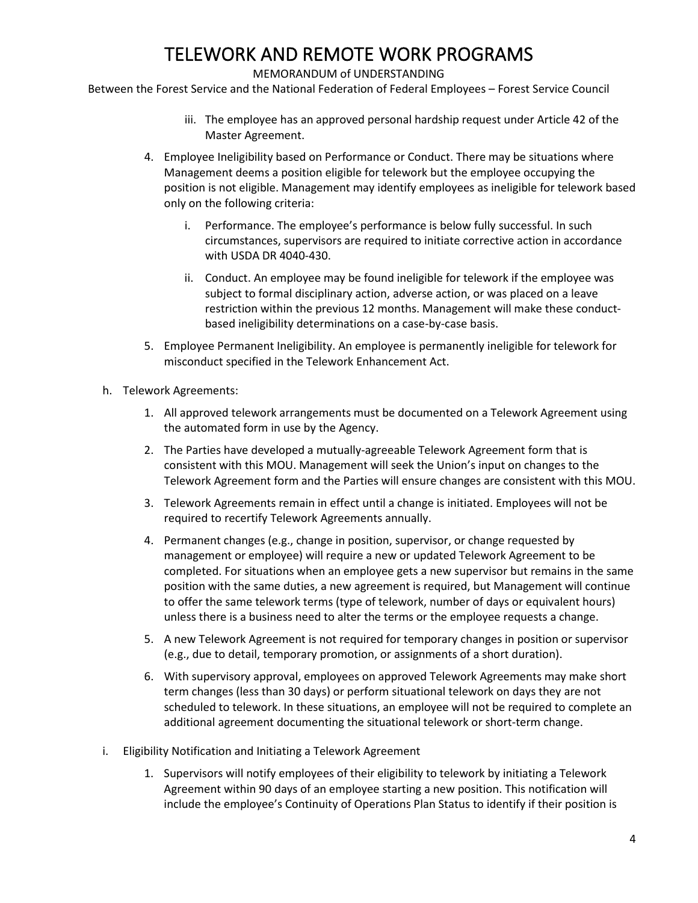iii. The employee has an approved personal hardship request under Article 42 of the Master Agreement.

4. Employee Ineligibility based on Performance or Conduct. There may be situations where Management deems a position eligible for telework but the employee occupying the position is not eligible. Management may identify employees as ineligible for telework based only on the following criteria:

   i. Performance. The employee's performance is below fully successful. In such circumstances, supervisors are required to initiate corrective action in accordance with USDA DR 4040-430.

   ii. Conduct. An employee may be found ineligible for telework if the employee was subject to formal disciplinary action, adverse action, or was placed on a leave restriction within the previous 12 months. Management will make these conduct-based ineligibility determinations on a case-by-case basis.

5. Employee Permanent Ineligibility. An employee is permanently ineligible for telework for misconduct specified in the Telework Enhancement Act.

h. Telework Agreements:

1. All approved telework arrangements must be documented on a Telework Agreement using the automated form in use by the Agency.

2. The Parties have developed a mutually-agreeable Telework Agreement form that is consistent with this MOU. Management will seek the Union's input on changes to the Telework Agreement form and the Parties will ensure changes are consistent with this MOU.

3. Telework Agreements remain in effect until a change is initiated. Employees will not be required to recertify Telework Agreements annually.

4. Permanent changes (e.g., change in position, supervisor, or change requested by management or employee) will require a new or updated Telework Agreement to be completed. For situations when an employee gets a new supervisor but remains in the same position with the same duties, a new agreement is required, but Management will continue to offer the same telework terms (type of telework, number of days or equivalent hours) unless there is a business need to alter the terms or the employee requests a change.

5. A new Telework Agreement is not required for temporary changes in position or supervisor (e.g., due to detail, temporary promotion, or assignments of a short duration).

6. With supervisory approval, employees on approved Telework Agreements may make short term changes (less than 30 days) or perform situational telework on days they are not scheduled to telework. In these situations, an employee will not be required to complete an additional agreement documenting the situational telework or short-term change.

i. Eligibility Notification and Initiating a Telework Agreement

1. Supervisors will notify employees of their eligibility to telework by initiating a Telework Agreement within 90 days of an employee starting a new position. This notification will include the employee's Continuity of Operations Plan Status to identify if their position is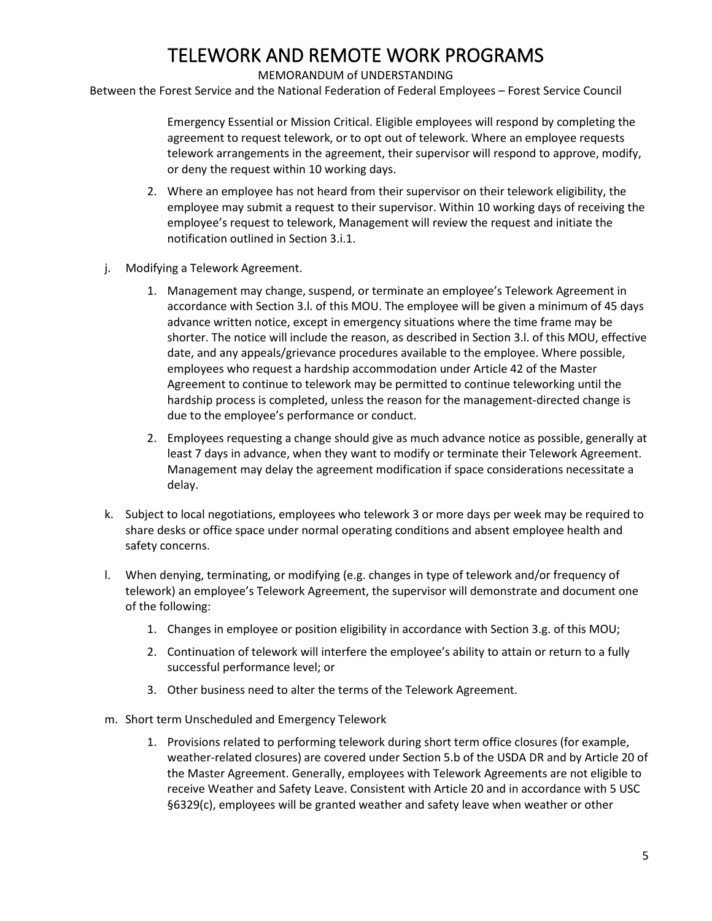Emergency Essential or Mission Critical. Eligible employees will respond by completing the agreement to request telework, or to opt out of telework. Where an employee requests telework arrangements in the agreement, their supervisor will respond to approve, modify, or deny the request within 10 working days.

2. Where an employee has not heard from their supervisor on their telework eligibility, the employee may submit a request to their supervisor. Within 10 working days of receiving the employee's request to telework, Management will review the request and initiate the notification outlined in Section 3.i.1.

j. Modifying a Telework Agreement.

   1. Management may change, suspend, or terminate an employee's Telework Agreement in accordance with Section 3.l. of this MOU. The employee will be given a minimum of 45 days advance written notice, except in emergency situations where the time frame may be shorter. The notice will include the reason, as described in Section 3.l. of this MOU, effective date, and any appeals/grievance procedures available to the employee. Where possible, employees who request a hardship accommodation under Article 42 of the Master Agreement to continue to telework may be permitted to continue teleworking until the hardship process is completed, unless the reason for the management-directed change is due to the employee's performance or conduct.

   2. Employees requesting a change should give as much advance notice as possible, generally at least 7 days in advance, when they want to modify or terminate their Telework Agreement. Management may delay the agreement modification if space considerations necessitate a delay.

k. Subject to local negotiations, employees who telework 3 or more days per week may be required to share desks or office space under normal operating conditions and absent employee health and safety concerns.

l. When denying, terminating, or modifying (e.g. changes in type of telework and/or frequency of telework) an employee's Telework Agreement, the supervisor will demonstrate and document one of the following:

   1. Changes in employee or position eligibility in accordance with Section 3.g. of this MOU;

   2. Continuation of telework will interfere the employee's ability to attain or return to a fully successful performance level; or

   3. Other business need to alter the terms of the Telework Agreement.

m. Short term Unscheduled and Emergency Telework

   1. Provisions related to performing telework during short term office closures (for example, weather-related closures) are covered under Section 5.b of the USDA DR and by Article 20 of the Master Agreement. Generally, employees with Telework Agreements are not eligible to receive Weather and Safety Leave. Consistent with Article 20 and in accordance with 5 USC §6329(c), employees will be granted weather and safety leave when weather or other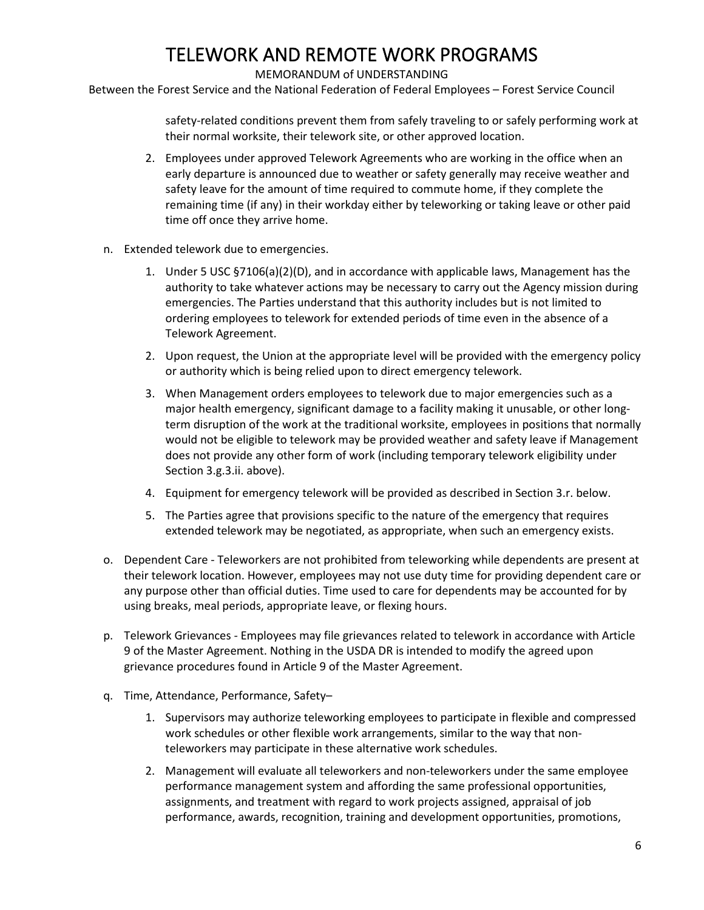safety-related conditions prevent them from safely traveling to or safely performing work at their normal worksite, their telework site, or other approved location.

2. Employees under approved Telework Agreements who are working in the office when an early departure is announced due to weather or safety generally may receive weather and safety leave for the amount of time required to commute home, if they complete the remaining time (if any) in their workday either by teleworking or taking leave or other paid time off once they arrive home.

n. Extended telework due to emergencies.

   1. Under 5 USC §7106(a)(2)(D), and in accordance with applicable laws, Management has the authority to take whatever actions may be necessary to carry out the Agency mission during emergencies. The Parties understand that this authority includes but is not limited to ordering employees to telework for extended periods of time even in the absence of a Telework Agreement.
   2. Upon request, the Union at the appropriate level will be provided with the emergency policy or authority which is being relied upon to direct emergency telework.
   3. When Management orders employees to telework due to major emergencies such as a major health emergency, significant damage to a facility making it unusable, or other long-term disruption of the work at the traditional worksite, employees in positions that normally would not be eligible to telework may be provided weather and safety leave if Management does not provide any other form of work (including temporary telework eligibility under Section 3.g.3.ii. above).
   4. Equipment for emergency telework will be provided as described in Section 3.r. below.
   5. The Parties agree that provisions specific to the nature of the emergency that requires extended telework may be negotiated, as appropriate, when such an emergency exists.

o. Dependent Care - Teleworkers are not prohibited from teleworking while dependents are present at their telework location. However, employees may not use duty time for providing dependent care or any purpose other than official duties. Time used to care for dependents may be accounted for by using breaks, meal periods, appropriate leave, or flexing hours.

p. Telework Grievances - Employees may file grievances related to telework in accordance with Article 9 of the Master Agreement. Nothing in the USDA DR is intended to modify the agreed upon grievance procedures found in Article 9 of the Master Agreement.

q. Time, Attendance, Performance, Safety–

   1. Supervisors may authorize teleworking employees to participate in flexible and compressed work schedules or other flexible work arrangements, similar to the way that non-teleworkers may participate in these alternative work schedules.
   2. Management will evaluate all teleworkers and non-teleworkers under the same employee performance management system and affording the same professional opportunities, assignments, and treatment with regard to work projects assigned, appraisal of job performance, awards, recognition, training and development opportunities, promotions,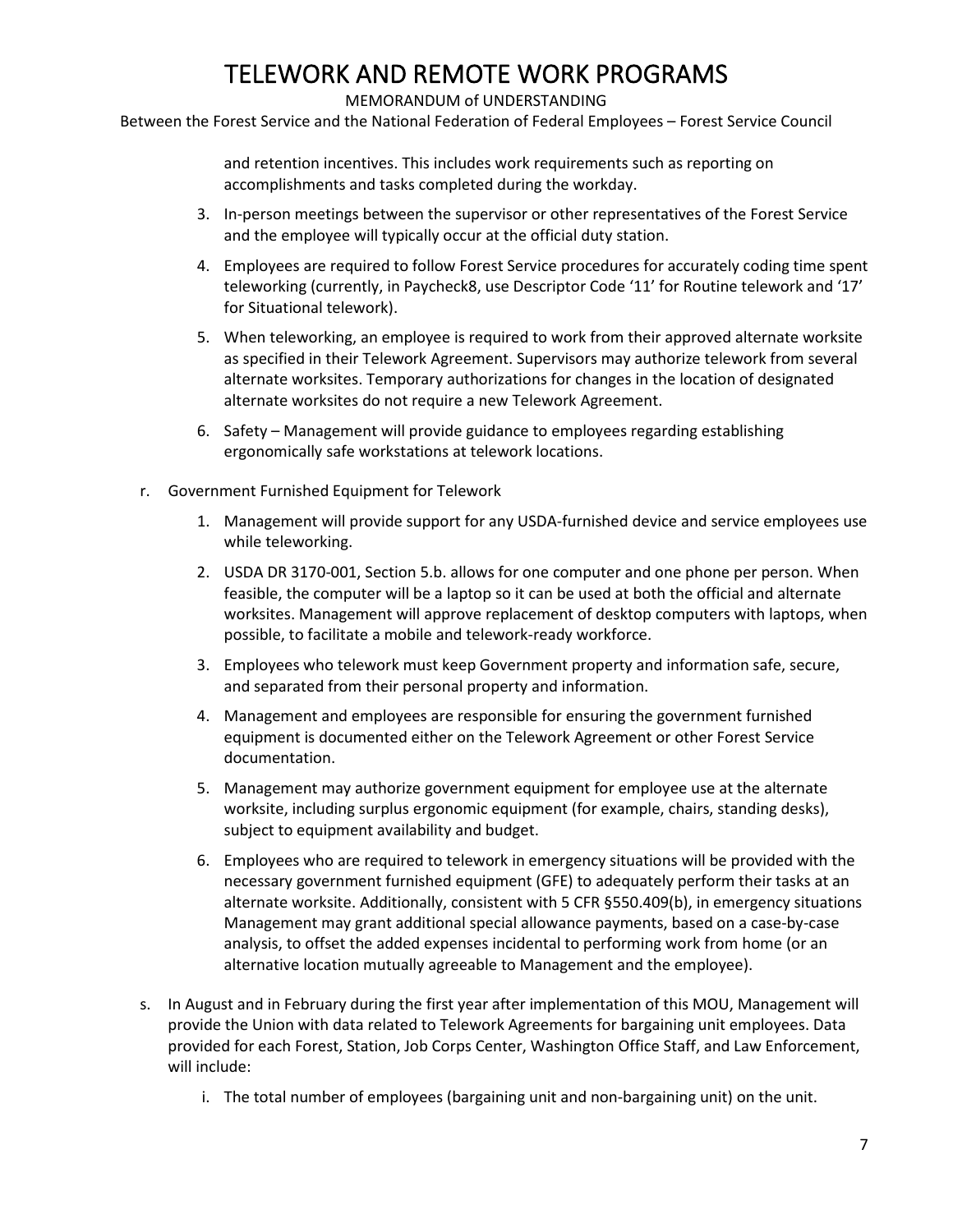and retention incentives. This includes work requirements such as reporting on accomplishments and tasks completed during the workday.

3. In-person meetings between the supervisor or other representatives of the Forest Service and the employee will typically occur at the official duty station.
4. Employees are required to follow Forest Service procedures for accurately coding time spent teleworking (currently, in Paycheck8, use Descriptor Code '11' for Routine telework and '17' for Situational telework).
5. When teleworking, an employee is required to work from their approved alternate worksite as specified in their Telework Agreement. Supervisors may authorize telework from several alternate worksites. Temporary authorizations for changes in the location of designated alternate worksites do not require a new Telework Agreement.
6. Safety – Management will provide guidance to employees regarding establishing ergonomically safe workstations at telework locations.

r. Government Furnished Equipment for Telework

1. Management will provide support for any USDA-furnished device and service employees use while teleworking.
2. USDA DR 3170-001, Section 5.b. allows for one computer and one phone per person. When feasible, the computer will be a laptop so it can be used at both the official and alternate worksites. Management will approve replacement of desktop computers with laptops, when possible, to facilitate a mobile and telework-ready workforce.
3. Employees who telework must keep Government property and information safe, secure, and separated from their personal property and information.
4. Management and employees are responsible for ensuring the government furnished equipment is documented either on the Telework Agreement or other Forest Service documentation.
5. Management may authorize government equipment for employee use at the alternate worksite, including surplus ergonomic equipment (for example, chairs, standing desks), subject to equipment availability and budget.
6. Employees who are required to telework in emergency situations will be provided with the necessary government furnished equipment (GFE) to adequately perform their tasks at an alternate worksite. Additionally, consistent with 5 CFR §550.409(b), in emergency situations Management may grant additional special allowance payments, based on a case-by-case analysis, to offset the added expenses incidental to performing work from home (or an alternative location mutually agreeable to Management and the employee).

s. In August and in February during the first year after implementation of this MOU, Management will provide the Union with data related to Telework Agreements for bargaining unit employees. Data provided for each Forest, Station, Job Corps Center, Washington Office Staff, and Law Enforcement, will include:

   i. The total number of employees (bargaining unit and non-bargaining unit) on the unit.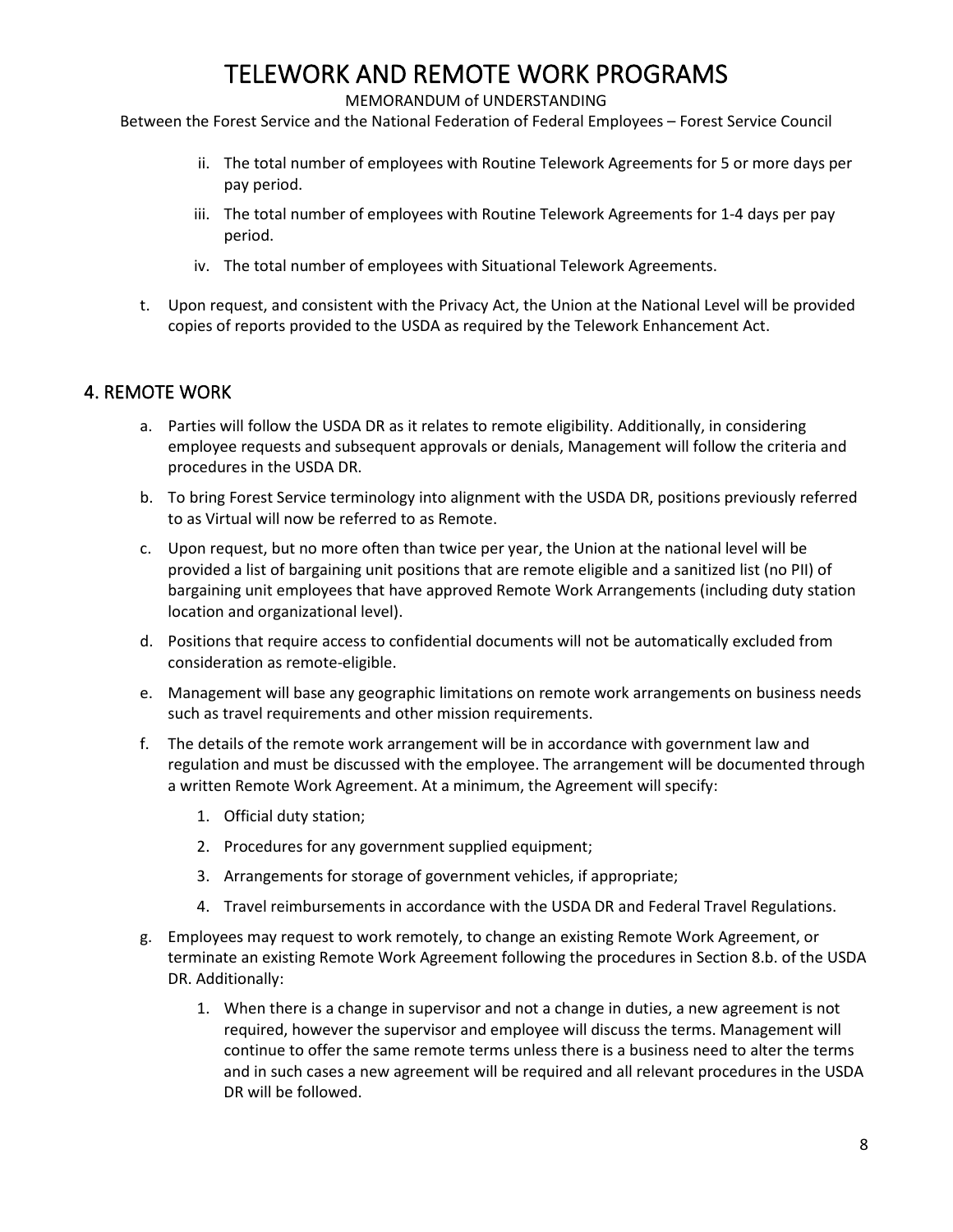ii. The total number of employees with Routine Telework Agreements for 5 or more days per pay period.

iii. The total number of employees with Routine Telework Agreements for 1-4 days per pay period.

iv. The total number of employees with Situational Telework Agreements.

t. Upon request, and consistent with the Privacy Act, the Union at the National Level will be provided copies of reports provided to the USDA as required by the Telework Enhancement Act.

## 4. REMOTE WORK

a. Parties will follow the USDA DR as it relates to remote eligibility. Additionally, in considering employee requests and subsequent approvals or denials, Management will follow the criteria and procedures in the USDA DR.

b. To bring Forest Service terminology into alignment with the USDA DR, positions previously referred to as Virtual will now be referred to as Remote.

c. Upon request, but no more often than twice per year, the Union at the national level will be provided a list of bargaining unit positions that are remote eligible and a sanitized list (no PII) of bargaining unit employees that have approved Remote Work Arrangements (including duty station location and organizational level).

d. Positions that require access to confidential documents will not be automatically excluded from consideration as remote-eligible.

e. Management will base any geographic limitations on remote work arrangements on business needs such as travel requirements and other mission requirements.

f. The details of the remote work arrangement will be in accordance with government law and regulation and must be discussed with the employee. The arrangement will be documented through a written Remote Work Agreement. At a minimum, the Agreement will specify:

   1. Official duty station;
   2. Procedures for any government supplied equipment;
   3. Arrangements for storage of government vehicles, if appropriate;
   4. Travel reimbursements in accordance with the USDA DR and Federal Travel Regulations.

g. Employees may request to work remotely, to change an existing Remote Work Agreement, or terminate an existing Remote Work Agreement following the procedures in Section 8.b. of the USDA DR. Additionally:

   1. When there is a change in supervisor and not a change in duties, a new agreement is not required, however the supervisor and employee will discuss the terms. Management will continue to offer the same remote terms unless there is a business need to alter the terms and in such cases a new agreement will be required and all relevant procedures in the USDA DR will be followed.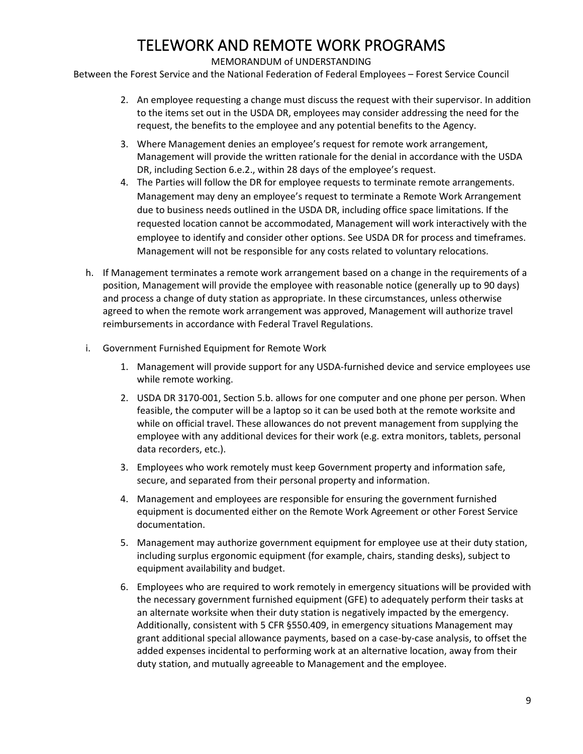2. An employee requesting a change must discuss the request with their supervisor. In addition to the items set out in the USDA DR, employees may consider addressing the need for the request, the benefits to the employee and any potential benefits to the Agency.
3. Where Management denies an employee's request for remote work arrangement, Management will provide the written rationale for the denial in accordance with the USDA DR, including Section 6.e.2., within 28 days of the employee's request.
4. The Parties will follow the DR for employee requests to terminate remote arrangements. Management may deny an employee's request to terminate a Remote Work Arrangement due to business needs outlined in the USDA DR, including office space limitations. If the requested location cannot be accommodated, Management will work interactively with the employee to identify and consider other options. See USDA DR for process and timeframes. Management will not be responsible for any costs related to voluntary relocations.

h. If Management terminates a remote work arrangement based on a change in the requirements of a position, Management will provide the employee with reasonable notice (generally up to 90 days) and process a change of duty station as appropriate. In these circumstances, unless otherwise agreed to when the remote work arrangement was approved, Management will authorize travel reimbursements in accordance with Federal Travel Regulations.

i. Government Furnished Equipment for Remote Work

1. Management will provide support for any USDA-furnished device and service employees use while remote working.
2. USDA DR 3170-001, Section 5.b. allows for one computer and one phone per person. When feasible, the computer will be a laptop so it can be used both at the remote worksite and while on official travel. These allowances do not prevent management from supplying the employee with any additional devices for their work (e.g. extra monitors, tablets, personal data recorders, etc.).
3. Employees who work remotely must keep Government property and information safe, secure, and separated from their personal property and information.
4. Management and employees are responsible for ensuring the government furnished equipment is documented either on the Remote Work Agreement or other Forest Service documentation.
5. Management may authorize government equipment for employee use at their duty station, including surplus ergonomic equipment (for example, chairs, standing desks), subject to equipment availability and budget.
6. Employees who are required to work remotely in emergency situations will be provided with the necessary government furnished equipment (GFE) to adequately perform their tasks at an alternate worksite when their duty station is negatively impacted by the emergency. Additionally, consistent with 5 CFR §550.409, in emergency situations Management may grant additional special allowance payments, based on a case-by-case analysis, to offset the added expenses incidental to performing work at an alternative location, away from their duty station, and mutually agreeable to Management and the employee.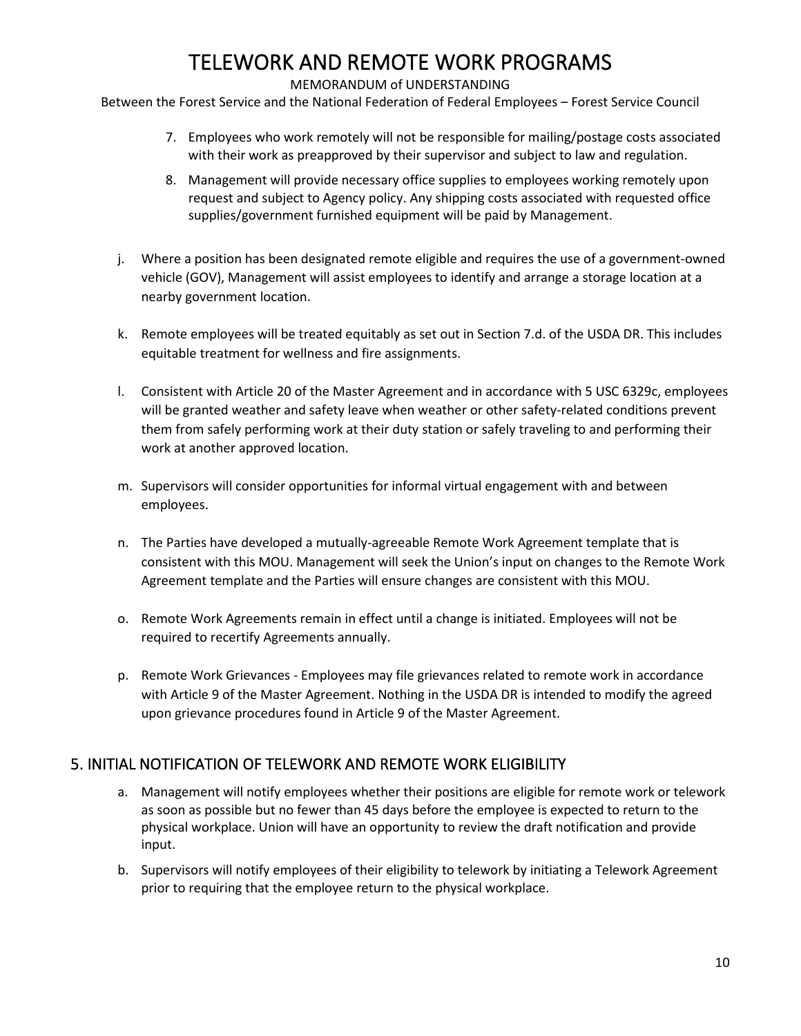7. Employees who work remotely will not be responsible for mailing/postage costs associated with their work as preapproved by their supervisor and subject to law and regulation.
8. Management will provide necessary office supplies to employees working remotely upon request and subject to Agency policy. Any shipping costs associated with requested office supplies/government furnished equipment will be paid by Management.

j. Where a position has been designated remote eligible and requires the use of a government-owned vehicle (GOV), Management will assist employees to identify and arrange a storage location at a nearby government location.

k. Remote employees will be treated equitably as set out in Section 7.d. of the USDA DR. This includes equitable treatment for wellness and fire assignments.

l. Consistent with Article 20 of the Master Agreement and in accordance with 5 USC 6329c, employees will be granted weather and safety leave when weather or other safety-related conditions prevent them from safely performing work at their duty station or safely traveling to and performing their work at another approved location.

m. Supervisors will consider opportunities for informal virtual engagement with and between employees.

n. The Parties have developed a mutually-agreeable Remote Work Agreement template that is consistent with this MOU. Management will seek the Union's input on changes to the Remote Work Agreement template and the Parties will ensure changes are consistent with this MOU.

o. Remote Work Agreements remain in effect until a change is initiated. Employees will not be required to recertify Agreements annually.

p. Remote Work Grievances - Employees may file grievances related to remote work in accordance with Article 9 of the Master Agreement. Nothing in the USDA DR is intended to modify the agreed upon grievance procedures found in Article 9 of the Master Agreement.

## 5. INITIAL NOTIFICATION OF TELEWORK AND REMOTE WORK ELIGIBILITY

a. Management will notify employees whether their positions are eligible for remote work or telework as soon as possible but no fewer than 45 days before the employee is expected to return to the physical workplace. Union will have an opportunity to review the draft notification and provide input.

b. Supervisors will notify employees of their eligibility to telework by initiating a Telework Agreement prior to requiring that the employee return to the physical workplace.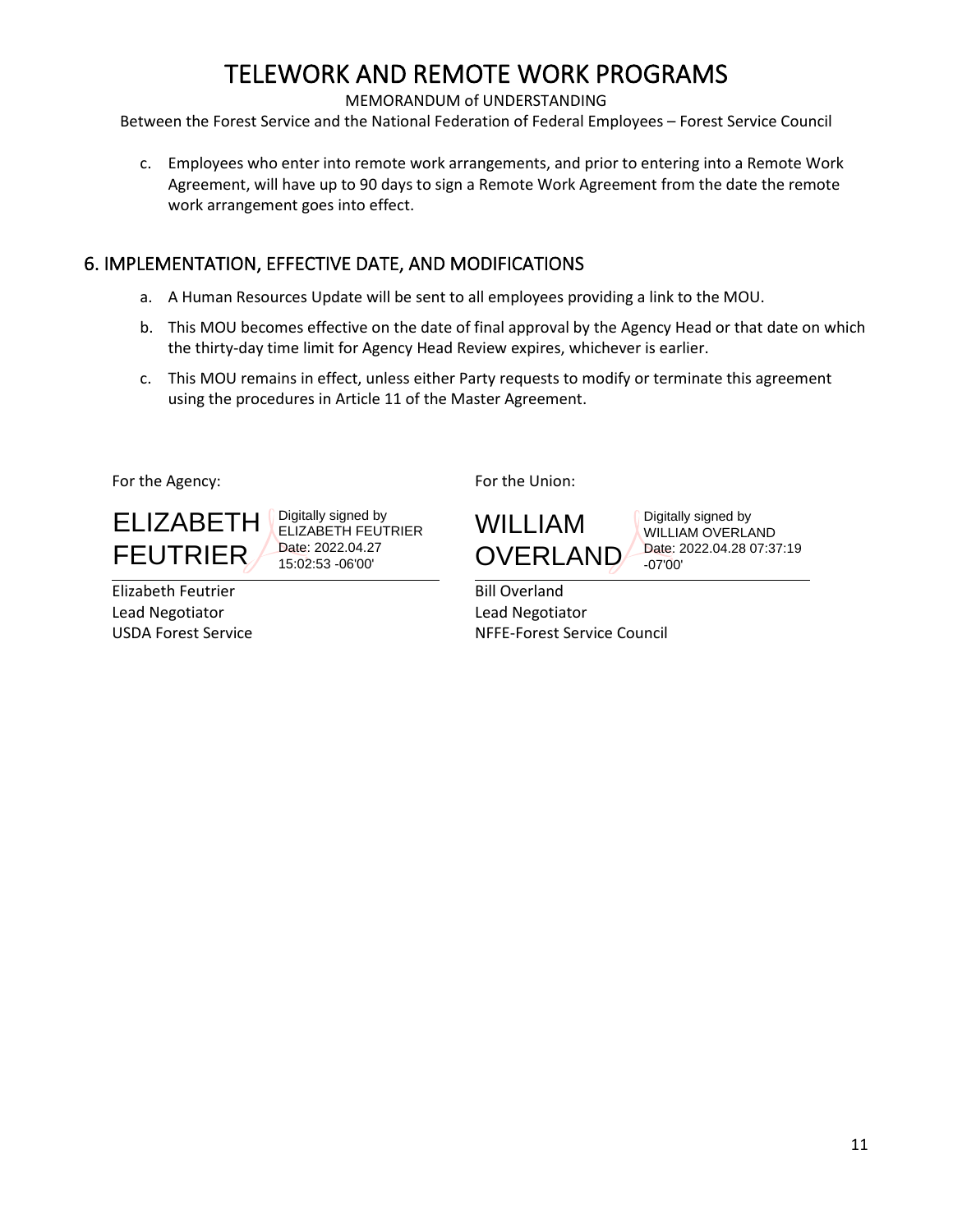c. Employees who enter into remote work arrangements, and prior to entering into a Remote Work Agreement, will have up to 90 days to sign a Remote Work Agreement from the date the remote work arrangement goes into effect.

## 6. IMPLEMENTATION, EFFECTIVE DATE, AND MODIFICATIONS

a. A Human Resources Update will be sent to all employees providing a link to the MOU.

b. This MOU becomes effective on the date of final approval by the Agency Head or that date on which the thirty-day time limit for Agency Head Review expires, whichever is earlier.

c. This MOU remains in effect, unless either Party requests to modify or terminate this agreement using the procedures in Article 11 of the Master Agreement.

For the Agency:

ELIZABETH FEUTRIER Digitally signed by ELIZABETH FEUTRIER Date: 2022.04.27 15:02:53 -06'00'

Elizabeth Feutrier
Lead Negotiator
USDA Forest Service

For the Union:

WILLIAM OVERLAND Digitally signed by WILLIAM OVERLAND Date: 2022.04.28 07:37:19 -07'00'

Bill Overland
Lead Negotiator
NFFE-Forest Service Council